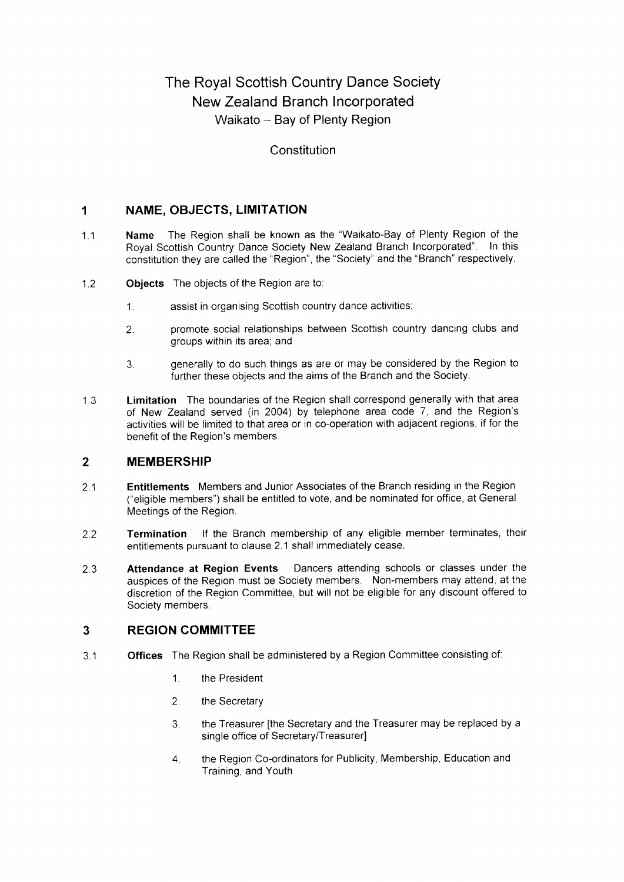# The Royal Scottish Country Dance Society New Zealand Branch Incorporated

## Waikato – Bay of Plenty Region

### Constitution

## 1 NAME, OBJECTS, LIMITATION

1.1 **Name** The Region shall be known as the "Waikato-Bay of Plenty Region of the Royal Scottish Country Dance Society New Zealand Branch Incorporated". In this constitution they are called the "Region", the "Society" and the "Branch" respectively.

1.2 **Objects** The objects of the Region are to:

1. assist in organising Scottish country dance activities;
2. promote social relationships between Scottish country dancing clubs and groups within its area; and
3. generally to do such things as are or may be considered by the Region to further these objects and the aims of the Branch and the Society.

1.3 **Limitation** The boundaries of the Region shall correspond generally with that area of New Zealand served (in 2004) by telephone area code 7, and the Region's activities will be limited to that area or in co-operation with adjacent regions, if for the benefit of the Region's members.

## 2 MEMBERSHIP

2.1 **Entitlements** Members and Junior Associates of the Branch residing in the Region ("eligible members") shall be entitled to vote, and be nominated for office, at General Meetings of the Region.

2.2 **Termination** If the Branch membership of any eligible member terminates, their entitlements pursuant to clause 2.1 shall immediately cease.

2.3 **Attendance at Region Events** Dancers attending schools or classes under the auspices of the Region must be Society members. Non-members may attend, at the discretion of the Region Committee, but will not be eligible for any discount offered to Society members.

## 3 REGION COMMITTEE

3.1 **Offices** The Region shall be administered by a Region Committee consisting of:

1. the President
2. the Secretary
3. the Treasurer [the Secretary and the Treasurer may be replaced by a single office of Secretary/Treasurer]
4. the Region Co-ordinators for Publicity, Membership, Education and Training, and Youth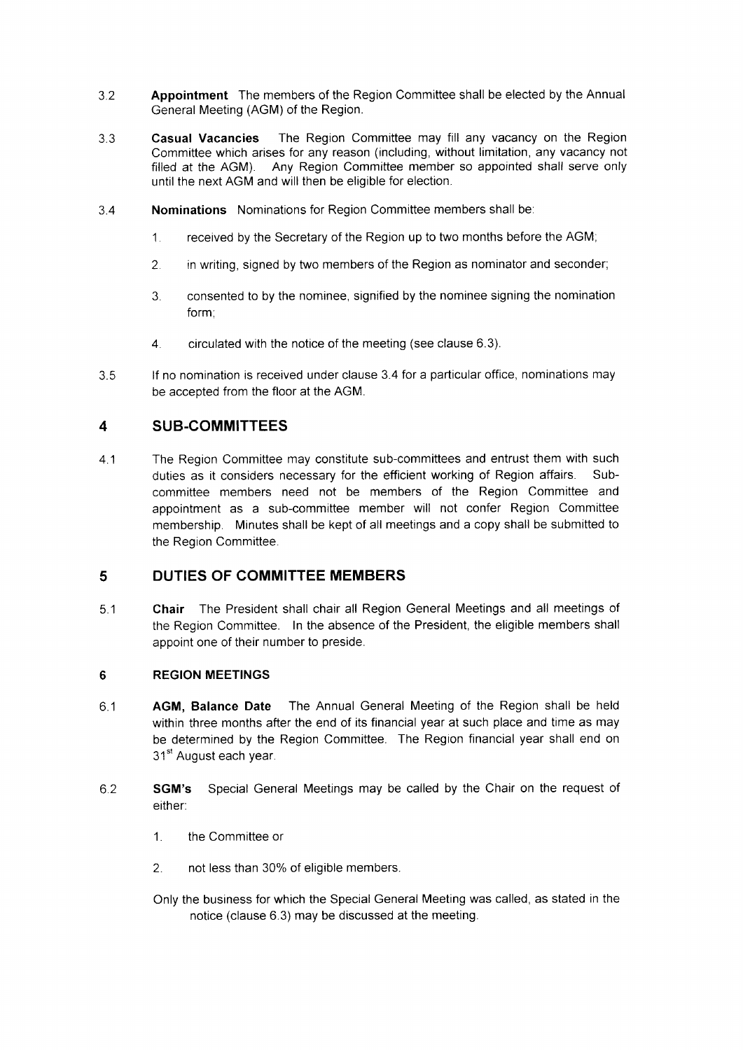3.2 **Appointment** The members of the Region Committee shall be elected by the Annual General Meeting (AGM) of the Region.

3.3 **Casual Vacancies** The Region Committee may fill any vacancy on the Region Committee which arises for any reason (including, without limitation, any vacancy not filled at the AGM). Any Region Committee member so appointed shall serve only until the next AGM and will then be eligible for election.

3.4 **Nominations** Nominations for Region Committee members shall be:

1. received by the Secretary of the Region up to two months before the AGM;
2. in writing, signed by two members of the Region as nominator and seconder;
3. consented to by the nominee, signified by the nominee signing the nomination form;
4. circulated with the notice of the meeting (see clause 6.3).

3.5 If no nomination is received under clause 3.4 for a particular office, nominations may be accepted from the floor at the AGM.

## 4 SUB-COMMITTEES

4.1 The Region Committee may constitute sub-committees and entrust them with such duties as it considers necessary for the efficient working of Region affairs. Sub-committee members need not be members of the Region Committee and appointment as a sub-committee member will not confer Region Committee membership. Minutes shall be kept of all meetings and a copy shall be submitted to the Region Committee.

## 5 DUTIES OF COMMITTEE MEMBERS

5.1 **Chair** The President shall chair all Region General Meetings and all meetings of the Region Committee. In the absence of the President, the eligible members shall appoint one of their number to preside.

### 6 REGION MEETINGS

6.1 **AGM, Balance Date** The Annual General Meeting of the Region shall be held within three months after the end of its financial year at such place and time as may be determined by the Region Committee. The Region financial year shall end on 31st August each year.

6.2 **SGM's** Special General Meetings may be called by the Chair on the request of either:

1. the Committee or
2. not less than 30% of eligible members.

Only the business for which the Special General Meeting was called, as stated in the notice (clause 6.3) may be discussed at the meeting.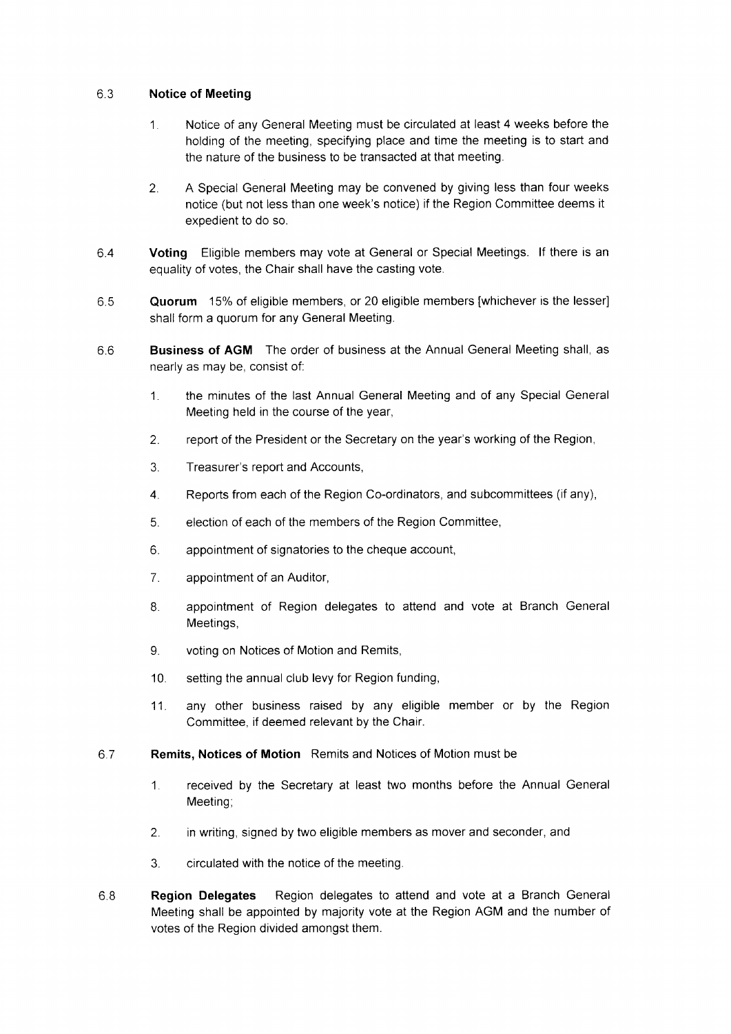6.3 **Notice of Meeting**

1. Notice of any General Meeting must be circulated at least 4 weeks before the holding of the meeting, specifying place and time the meeting is to start and the nature of the business to be transacted at that meeting.

2. A Special General Meeting may be convened by giving less than four weeks notice (but not less than one week's notice) if the Region Committee deems it expedient to do so.

6.4 **Voting** Eligible members may vote at General or Special Meetings. If there is an equality of votes, the Chair shall have the casting vote.

6.5 **Quorum** 15% of eligible members, or 20 eligible members [whichever is the lesser] shall form a quorum for any General Meeting.

6.6 **Business of AGM** The order of business at the Annual General Meeting shall, as nearly as may be, consist of:

1. the minutes of the last Annual General Meeting and of any Special General Meeting held in the course of the year,
2. report of the President or the Secretary on the year's working of the Region,
3. Treasurer's report and Accounts,
4. Reports from each of the Region Co-ordinators, and subcommittees (if any),
5. election of each of the members of the Region Committee,
6. appointment of signatories to the cheque account,
7. appointment of an Auditor,
8. appointment of Region delegates to attend and vote at Branch General Meetings,
9. voting on Notices of Motion and Remits,
10. setting the annual club levy for Region funding,
11. any other business raised by any eligible member or by the Region Committee, if deemed relevant by the Chair.

6.7 **Remits, Notices of Motion** Remits and Notices of Motion must be

1. received by the Secretary at least two months before the Annual General Meeting;
2. in writing, signed by two eligible members as mover and seconder, and
3. circulated with the notice of the meeting.

6.8 **Region Delegates** Region delegates to attend and vote at a Branch General Meeting shall be appointed by majority vote at the Region AGM and the number of votes of the Region divided amongst them.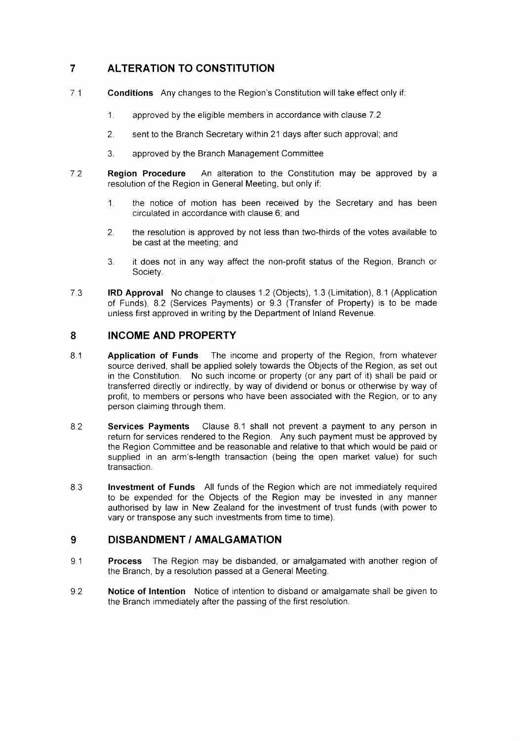## 7 ALTERATION TO CONSTITUTION

7.1 **Conditions** Any changes to the Region's Constitution will take effect only if:

1. approved by the eligible members in accordance with clause 7.2
2. sent to the Branch Secretary within 21 days after such approval; and
3. approved by the Branch Management Committee

7.2 **Region Procedure** An alteration to the Constitution may be approved by a resolution of the Region in General Meeting, but only if:

1. the notice of motion has been received by the Secretary and has been circulated in accordance with clause 6; and
2. the resolution is approved by not less than two-thirds of the votes available to be cast at the meeting; and
3. it does not in any way affect the non-profit status of the Region, Branch or Society.

7.3 **IRD Approval** No change to clauses 1.2 (Objects), 1.3 (Limitation), 8.1 (Application of Funds), 8.2 (Services Payments) or 9.3 (Transfer of Property) is to be made unless first approved in writing by the Department of Inland Revenue.

## 8 INCOME AND PROPERTY

8.1 **Application of Funds** The income and property of the Region, from whatever source derived, shall be applied solely towards the Objects of the Region, as set out in the Constitution. No such income or property (or any part of it) shall be paid or transferred directly or indirectly, by way of dividend or bonus or otherwise by way of profit, to members or persons who have been associated with the Region, or to any person claiming through them.

8.2 **Services Payments** Clause 8.1 shall not prevent a payment to any person in return for services rendered to the Region. Any such payment must be approved by the Region Committee and be reasonable and relative to that which would be paid or supplied in an arm's-length transaction (being the open market value) for such transaction.

8.3 **Investment of Funds** All funds of the Region which are not immediately required to be expended for the Objects of the Region may be invested in any manner authorised by law in New Zealand for the investment of trust funds (with power to vary or transpose any such investments from time to time).

## 9 DISBANDMENT / AMALGAMATION

9.1 **Process** The Region may be disbanded, or amalgamated with another region of the Branch, by a resolution passed at a General Meeting.

9.2 **Notice of Intention** Notice of intention to disband or amalgamate shall be given to the Branch immediately after the passing of the first resolution.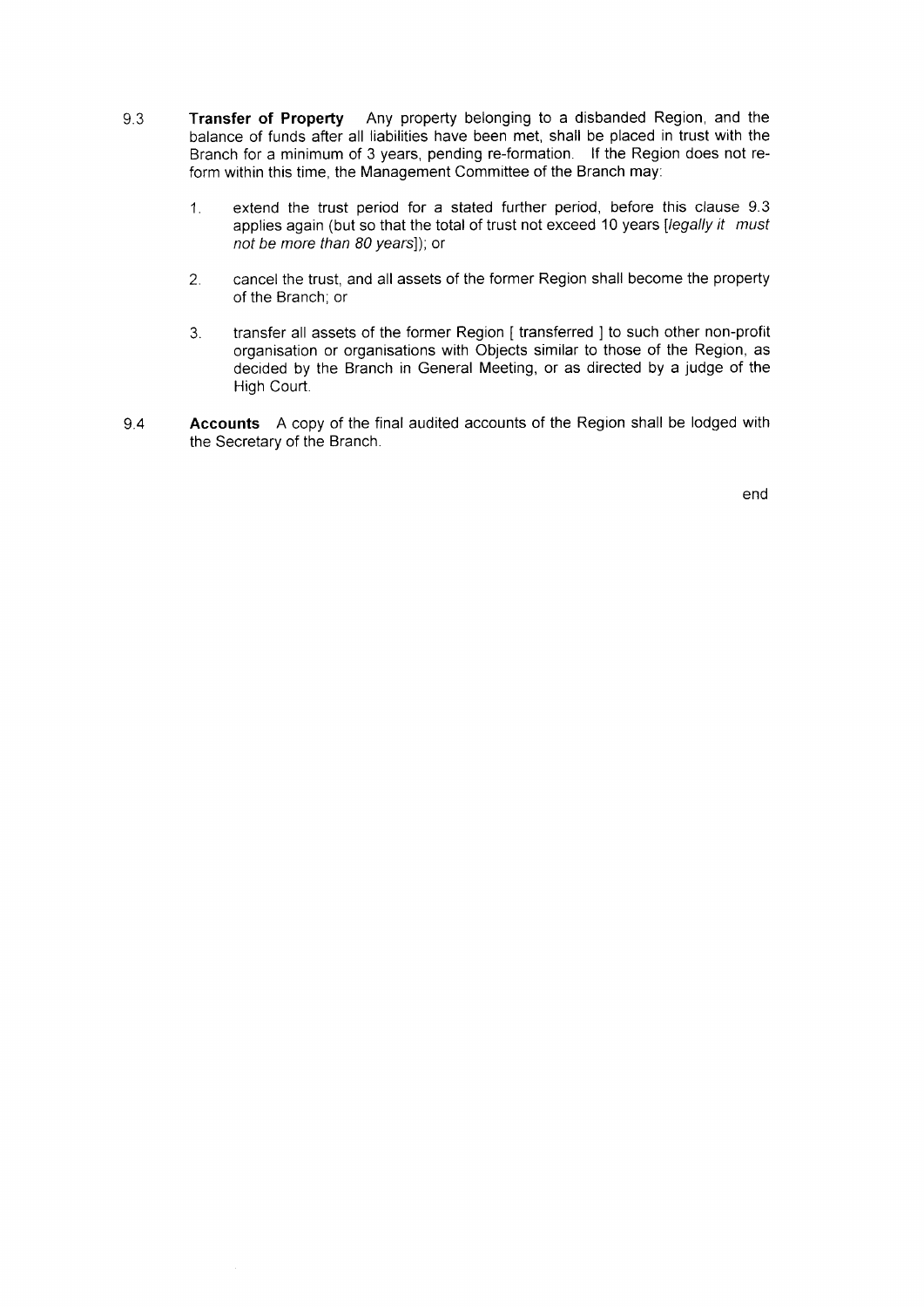9.3 **Transfer of Property** Any property belonging to a disbanded Region, and the balance of funds after all liabilities have been met, shall be placed in trust with the Branch for a minimum of 3 years, pending re-formation. If the Region does not re-form within this time, the Management Committee of the Branch may:

1. extend the trust period for a stated further period, before this clause 9.3 applies again (but so that the total of trust not exceed 10 years [*legally it must not be more than 80 years*]); or

2. cancel the trust, and all assets of the former Region shall become the property of the Branch; or

3. transfer all assets of the former Region [ transferred ] to such other non-profit organisation or organisations with Objects similar to those of the Region, as decided by the Branch in General Meeting, or as directed by a judge of the High Court.

9.4 **Accounts** A copy of the final audited accounts of the Region shall be lodged with the Secretary of the Branch.

end